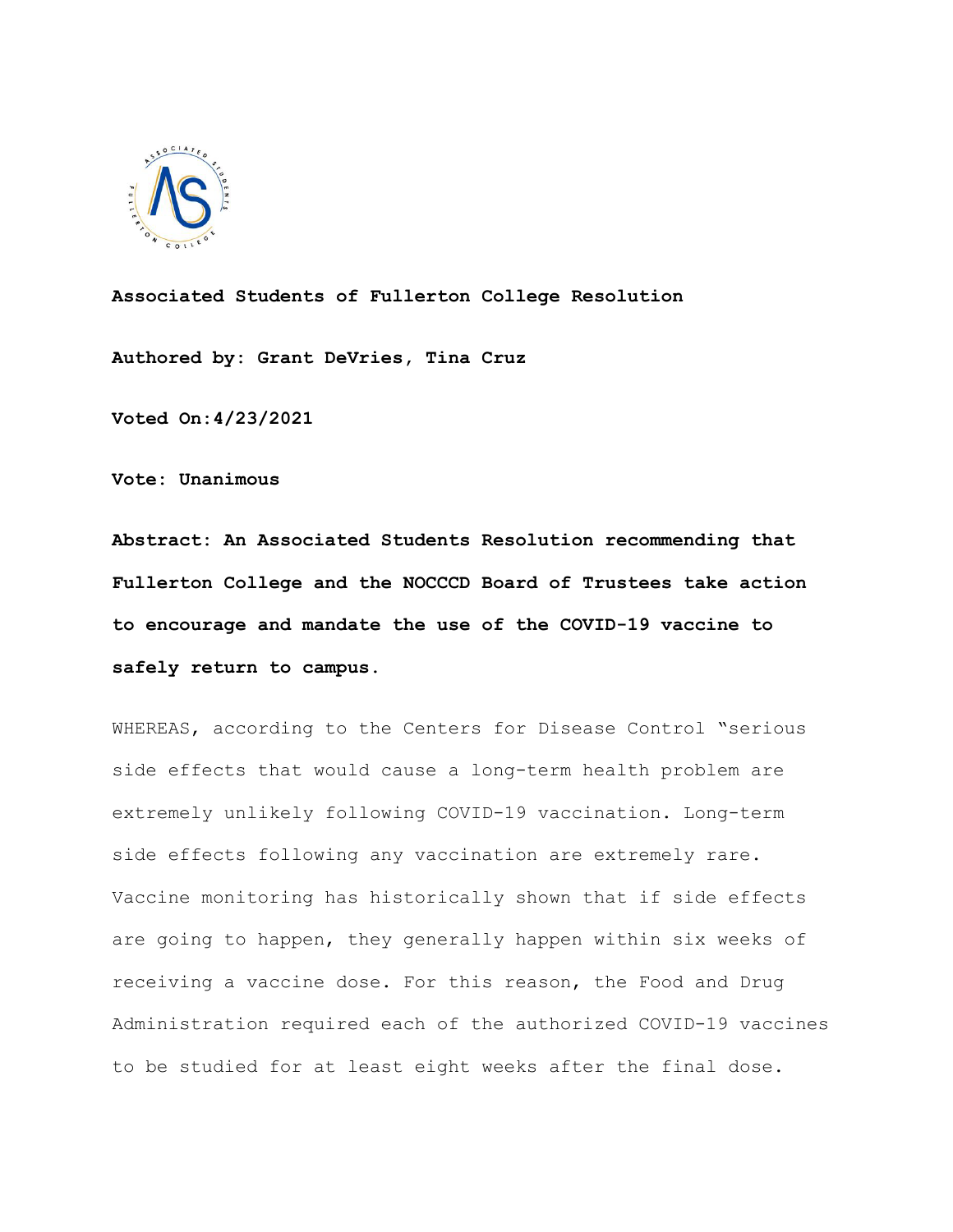**Associated Students of Fullerton College Resolution**

**Authored by: Grant DeVries, Tina Cruz**

**Voted On:4/23/2021**

**Vote: Unanimous**

**Abstract: An Associated Students Resolution recommending that Fullerton College and the NOCCCD Board of Trustees take action to encourage and mandate the use of the COVID-19 vaccine to safely return to campus.**

WHEREAS, according to the Centers for Disease Control "serious side effects that would cause a long-term health problem are extremely unlikely following COVID-19 vaccination. Long-term side effects following any vaccination are extremely rare. Vaccine monitoring has historically shown that if side effects are going to happen, they generally happen within six weeks of receiving a vaccine dose. For this reason, the Food and Drug Administration required each of the authorized COVID-19 vaccines to be studied for at least eight weeks after the final dose.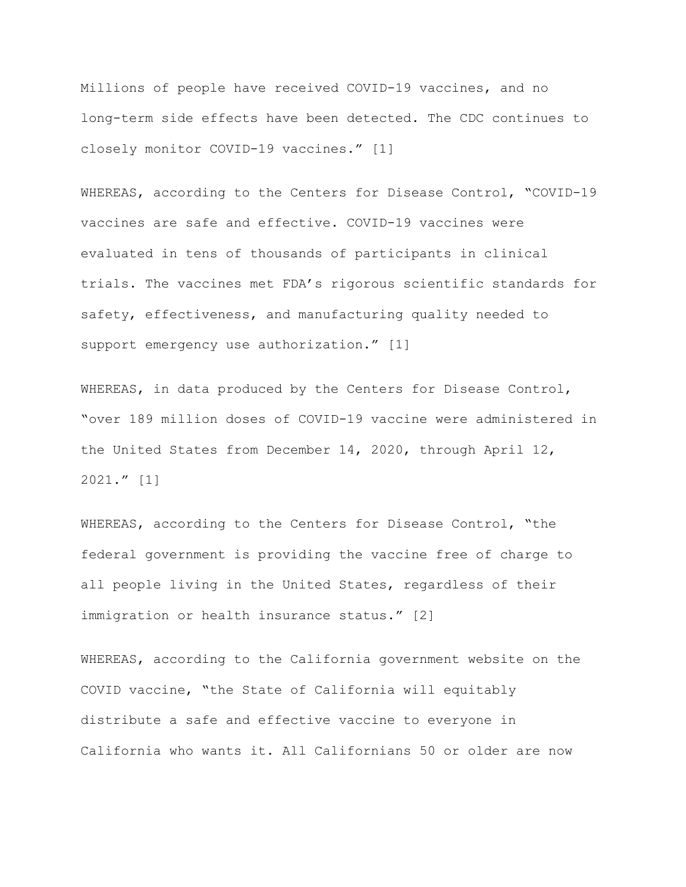Millions of people have received COVID-19 vaccines, and no long-term side effects have been detected. The CDC continues to closely monitor COVID-19 vaccines." [1]

WHEREAS, according to the Centers for Disease Control, "COVID-19 vaccines are safe and effective. COVID-19 vaccines were evaluated in tens of thousands of participants in clinical trials. The vaccines met FDA's rigorous scientific standards for safety, effectiveness, and manufacturing quality needed to support emergency use authorization." [1]

WHEREAS, in data produced by the Centers for Disease Control, "over 189 million doses of COVID-19 vaccine were administered in the United States from December 14, 2020, through April 12, 2021." [1]

WHEREAS, according to the Centers for Disease Control, "the federal government is providing the vaccine free of charge to all people living in the United States, regardless of their immigration or health insurance status." [2]

WHEREAS, according to the California government website on the COVID vaccine, "the State of California will equitably distribute a safe and effective vaccine to everyone in California who wants it. All Californians 50 or older are now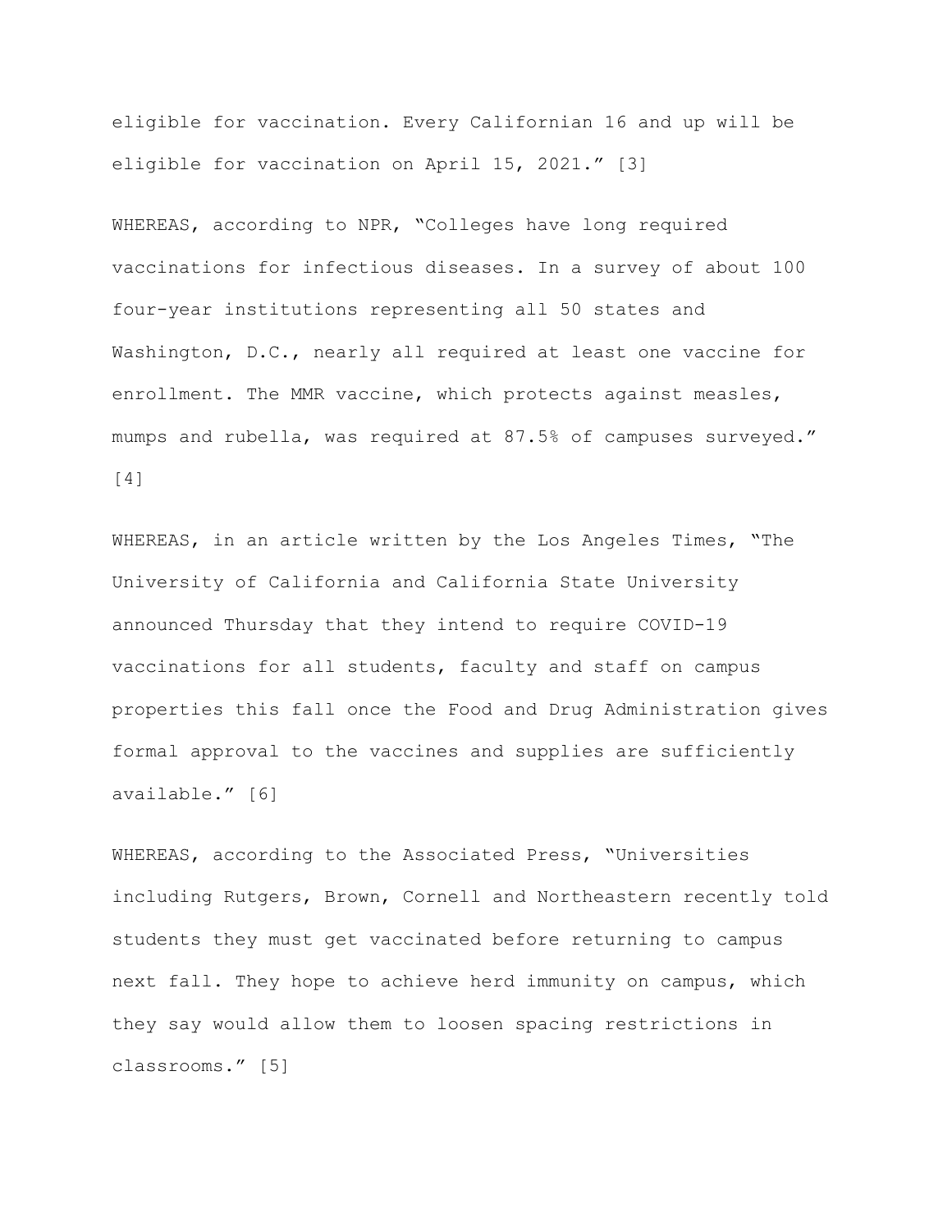eligible for vaccination. Every Californian 16 and up will be eligible for vaccination on April 15, 2021.” [3]

WHEREAS, according to NPR, “Colleges have long required vaccinations for infectious diseases. In a survey of about 100 four-year institutions representing all 50 states and Washington, D.C., nearly all required at least one vaccine for enrollment. The MMR vaccine, which protects against measles, mumps and rubella, was required at 87.5% of campuses surveyed.” [4]

WHEREAS, in an article written by the Los Angeles Times, “The University of California and California State University announced Thursday that they intend to require COVID-19 vaccinations for all students, faculty and staff on campus properties this fall once the Food and Drug Administration gives formal approval to the vaccines and supplies are sufficiently available.” [6]

WHEREAS, according to the Associated Press, “Universities including Rutgers, Brown, Cornell and Northeastern recently told students they must get vaccinated before returning to campus next fall. They hope to achieve herd immunity on campus, which they say would allow them to loosen spacing restrictions in classrooms.” [5]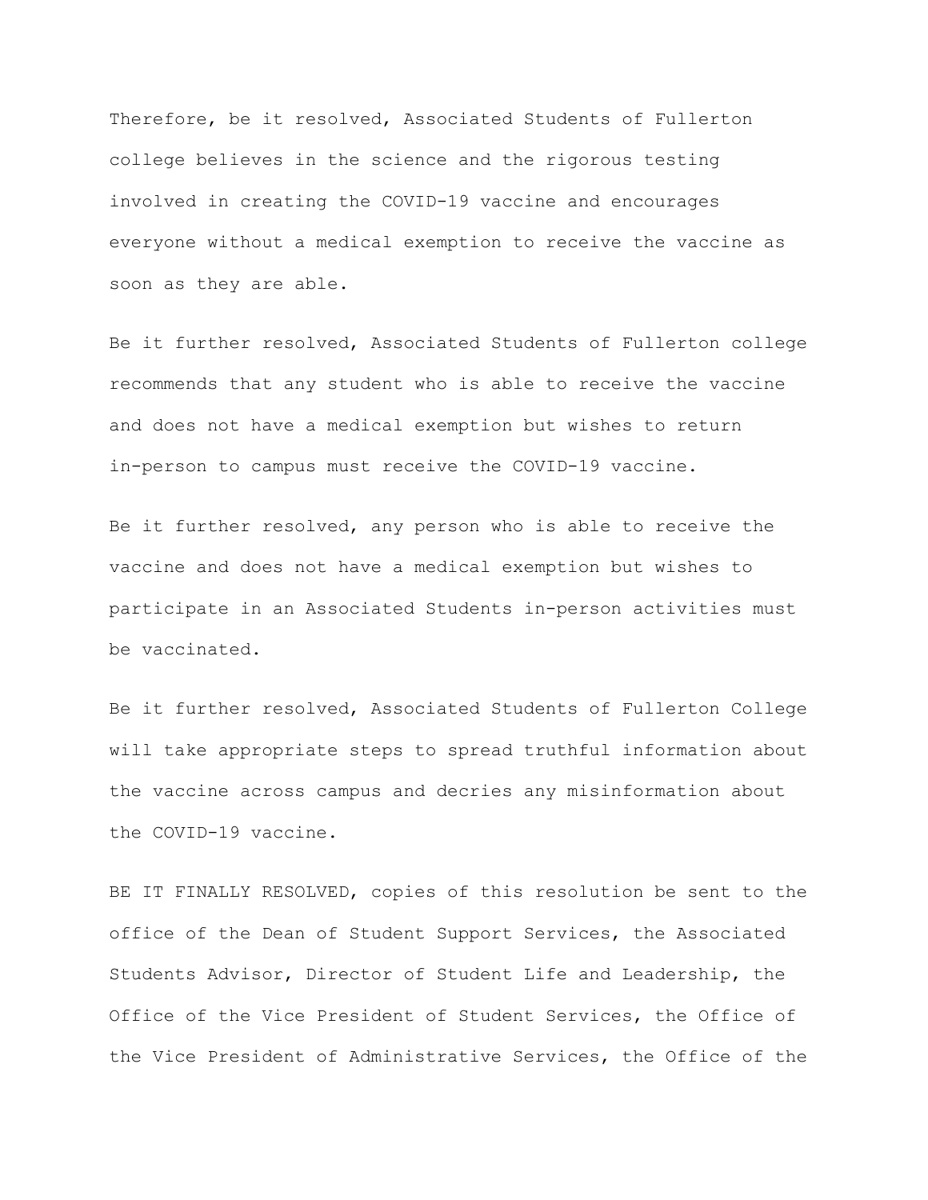Therefore, be it resolved, Associated Students of Fullerton college believes in the science and the rigorous testing involved in creating the COVID-19 vaccine and encourages everyone without a medical exemption to receive the vaccine as soon as they are able.

Be it further resolved, Associated Students of Fullerton college recommends that any student who is able to receive the vaccine and does not have a medical exemption but wishes to return in-person to campus must receive the COVID-19 vaccine.

Be it further resolved, any person who is able to receive the vaccine and does not have a medical exemption but wishes to participate in an Associated Students in-person activities must be vaccinated.

Be it further resolved, Associated Students of Fullerton College will take appropriate steps to spread truthful information about the vaccine across campus and decries any misinformation about the COVID-19 vaccine.

BE IT FINALLY RESOLVED, copies of this resolution be sent to the office of the Dean of Student Support Services, the Associated Students Advisor, Director of Student Life and Leadership, the Office of the Vice President of Student Services, the Office of the Vice President of Administrative Services, the Office of the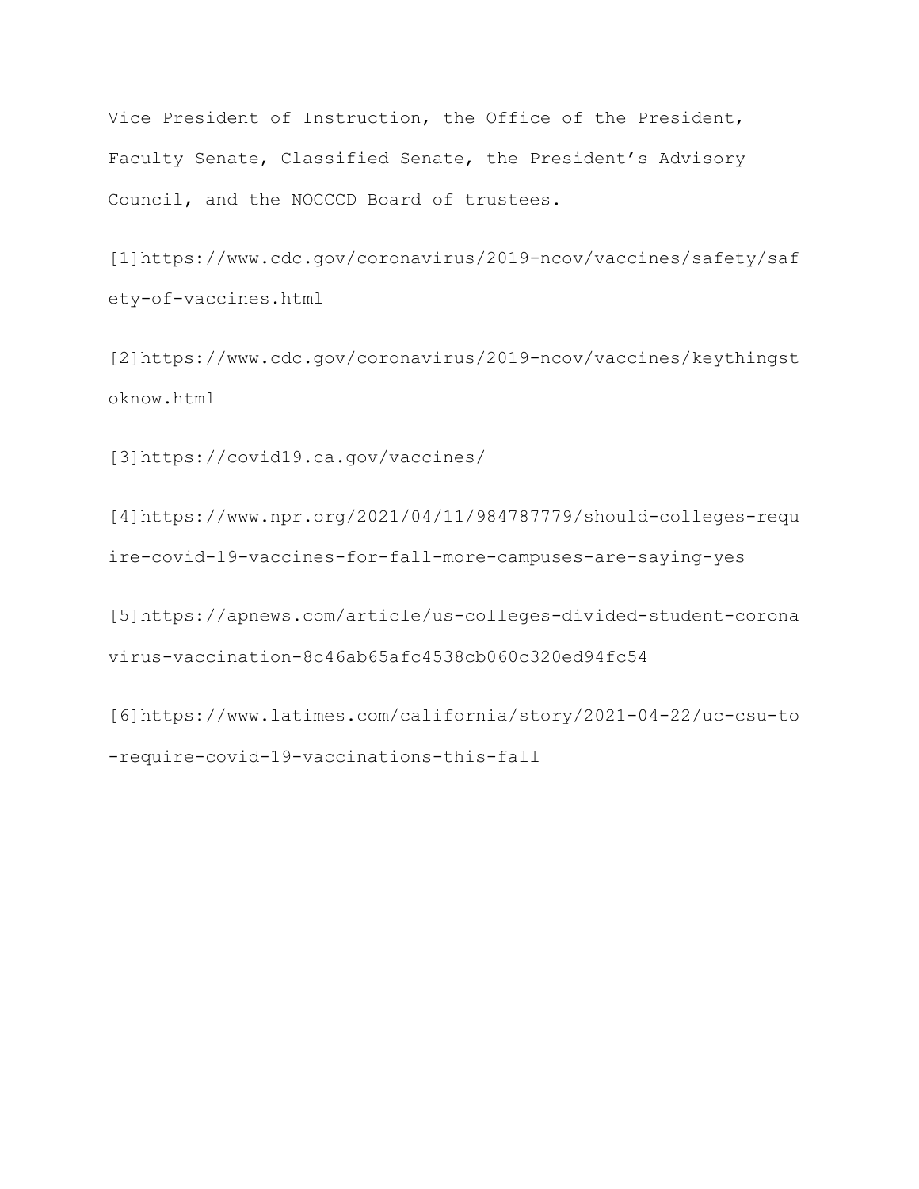Vice President of Instruction, the Office of the President, Faculty Senate, Classified Senate, the President's Advisory Council, and the NOCCCD Board of trustees.

[1]https://www.cdc.gov/coronavirus/2019-ncov/vaccines/safety/safety-of-vaccines.html

[2]https://www.cdc.gov/coronavirus/2019-ncov/vaccines/keythingstoknow.html

[3]https://covid19.ca.gov/vaccines/

[4]https://www.npr.org/2021/04/11/984787779/should-colleges-require-covid-19-vaccines-for-fall-more-campuses-are-saying-yes

[5]https://apnews.com/article/us-colleges-divided-student-coronavirus-vaccination-8c46ab65afc4538cb060c320ed94fc54

[6]https://www.latimes.com/california/story/2021-04-22/uc-csu-to-require-covid-19-vaccinations-this-fall